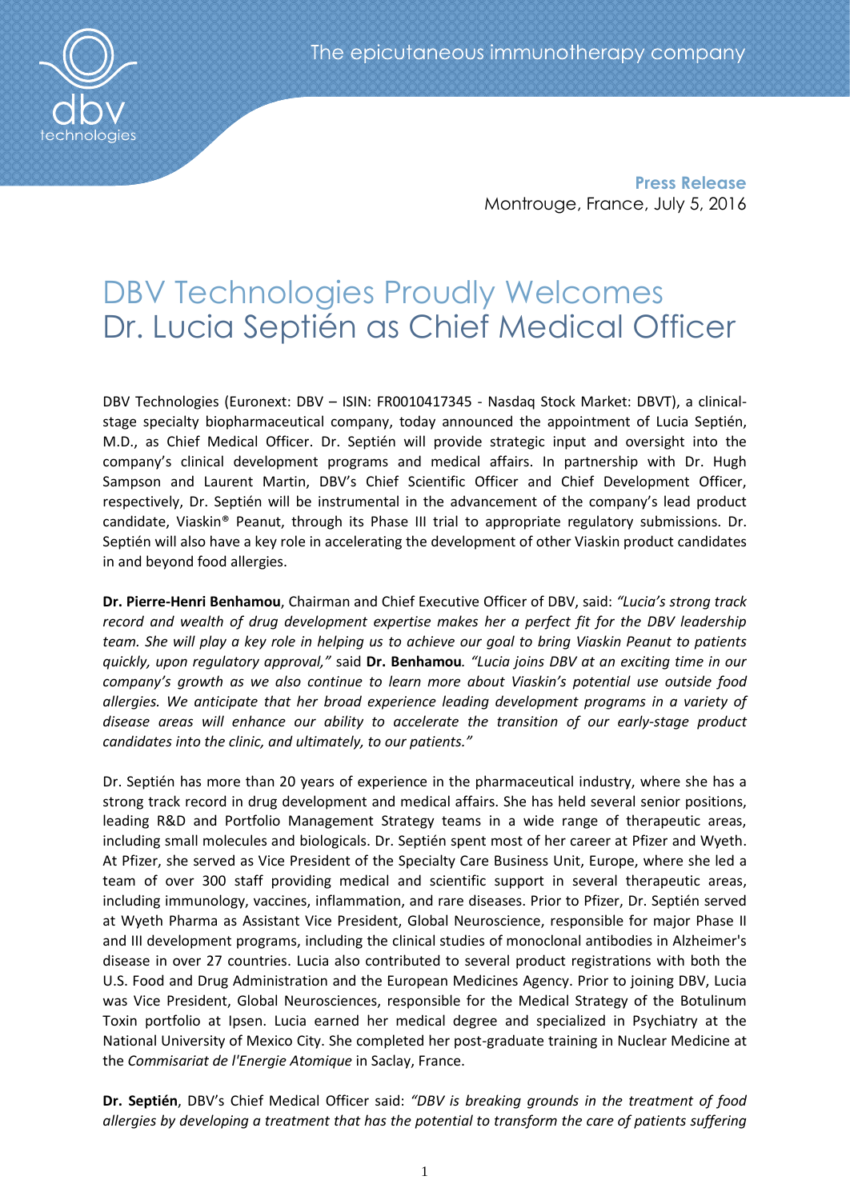**Press Release**
Montrouge, France, July 5, 2016

# DBV Technologies Proudly Welcomes Dr. Lucia Septién as Chief Medical Officer

DBV Technologies (Euronext: DBV – ISIN: FR0010417345 - Nasdaq Stock Market: DBVT), a clinical-stage specialty biopharmaceutical company, today announced the appointment of Lucia Septién, M.D., as Chief Medical Officer. Dr. Septién will provide strategic input and oversight into the company's clinical development programs and medical affairs. In partnership with Dr. Hugh Sampson and Laurent Martin, DBV's Chief Scientific Officer and Chief Development Officer, respectively, Dr. Septién will be instrumental in the advancement of the company's lead product candidate, Viaskin® Peanut, through its Phase III trial to appropriate regulatory submissions. Dr. Septién will also have a key role in accelerating the development of other Viaskin product candidates in and beyond food allergies.

**Dr. Pierre-Henri Benhamou**, Chairman and Chief Executive Officer of DBV, said: *"Lucia's strong track record and wealth of drug development expertise makes her a perfect fit for the DBV leadership team. She will play a key role in helping us to achieve our goal to bring Viaskin Peanut to patients quickly, upon regulatory approval,"* said **Dr. Benhamou**. *"Lucia joins DBV at an exciting time in our company's growth as we also continue to learn more about Viaskin's potential use outside food allergies. We anticipate that her broad experience leading development programs in a variety of disease areas will enhance our ability to accelerate the transition of our early-stage product candidates into the clinic, and ultimately, to our patients."*

Dr. Septién has more than 20 years of experience in the pharmaceutical industry, where she has a strong track record in drug development and medical affairs. She has held several senior positions, leading R&D and Portfolio Management Strategy teams in a wide range of therapeutic areas, including small molecules and biologicals. Dr. Septién spent most of her career at Pfizer and Wyeth. At Pfizer, she served as Vice President of the Specialty Care Business Unit, Europe, where she led a team of over 300 staff providing medical and scientific support in several therapeutic areas, including immunology, vaccines, inflammation, and rare diseases. Prior to Pfizer, Dr. Septién served at Wyeth Pharma as Assistant Vice President, Global Neuroscience, responsible for major Phase II and III development programs, including the clinical studies of monoclonal antibodies in Alzheimer's disease in over 27 countries. Lucia also contributed to several product registrations with both the U.S. Food and Drug Administration and the European Medicines Agency. Prior to joining DBV, Lucia was Vice President, Global Neurosciences, responsible for the Medical Strategy of the Botulinum Toxin portfolio at Ipsen. Lucia earned her medical degree and specialized in Psychiatry at the National University of Mexico City. She completed her post-graduate training in Nuclear Medicine at the *Commisariat de l'Energie Atomique* in Saclay, France.

**Dr. Septién**, DBV's Chief Medical Officer said: *"DBV is breaking grounds in the treatment of food allergies by developing a treatment that has the potential to transform the care of patients suffering*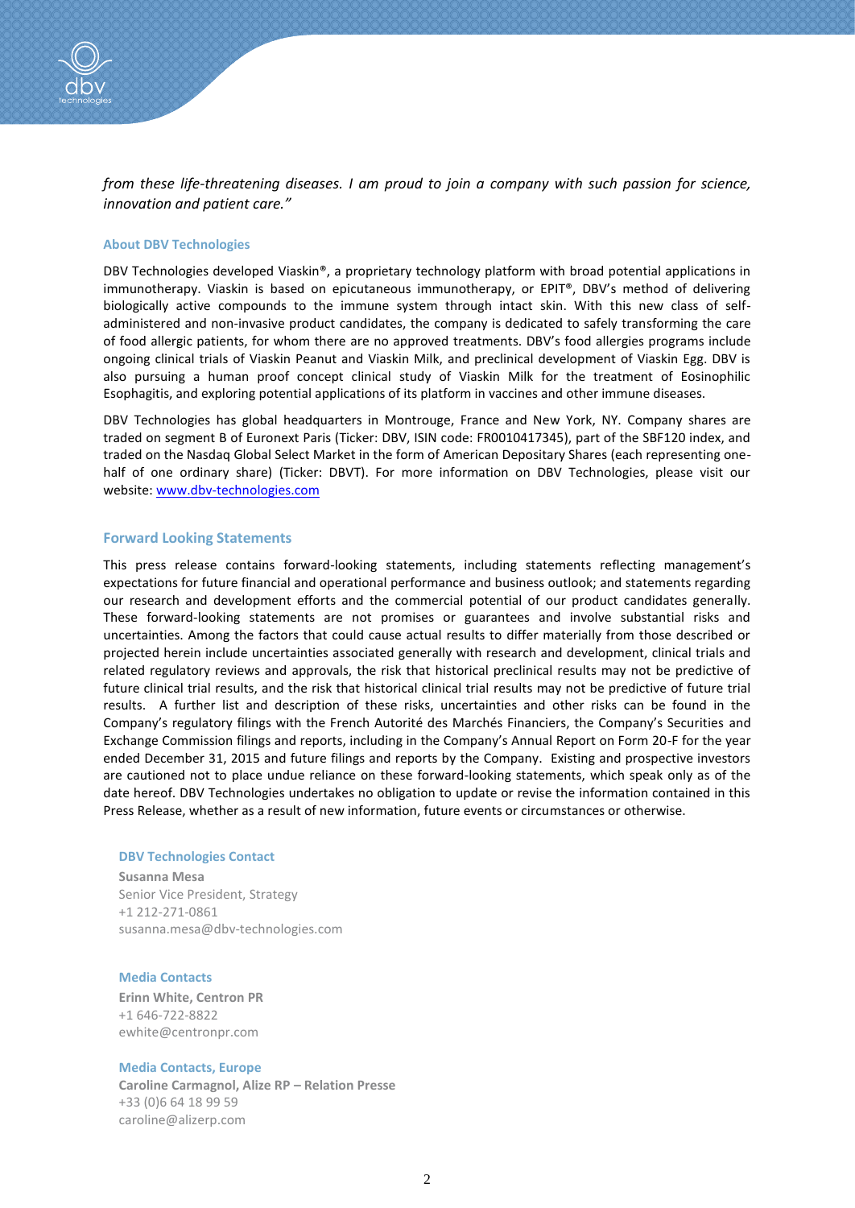*from these life-threatening diseases. I am proud to join a company with such passion for science, innovation and patient care."*

### About DBV Technologies

DBV Technologies developed Viaskin®, a proprietary technology platform with broad potential applications in immunotherapy. Viaskin is based on epicutaneous immunotherapy, or EPIT®, DBV's method of delivering biologically active compounds to the immune system through intact skin. With this new class of self-administered and non-invasive product candidates, the company is dedicated to safely transforming the care of food allergic patients, for whom there are no approved treatments. DBV's food allergies programs include ongoing clinical trials of Viaskin Peanut and Viaskin Milk, and preclinical development of Viaskin Egg. DBV is also pursuing a human proof concept clinical study of Viaskin Milk for the treatment of Eosinophilic Esophagitis, and exploring potential applications of its platform in vaccines and other immune diseases.

DBV Technologies has global headquarters in Montrouge, France and New York, NY. Company shares are traded on segment B of Euronext Paris (Ticker: DBV, ISIN code: FR0010417345), part of the SBF120 index, and traded on the Nasdaq Global Select Market in the form of American Depositary Shares (each representing one-half of one ordinary share) (Ticker: DBVT). For more information on DBV Technologies, please visit our website: [www.dbv-technologies.com](http://www.dbv-technologies.com)

### Forward Looking Statements

This press release contains forward-looking statements, including statements reflecting management's expectations for future financial and operational performance and business outlook; and statements regarding our research and development efforts and the commercial potential of our product candidates generally. These forward-looking statements are not promises or guarantees and involve substantial risks and uncertainties. Among the factors that could cause actual results to differ materially from those described or projected herein include uncertainties associated generally with research and development, clinical trials and related regulatory reviews and approvals, the risk that historical preclinical results may not be predictive of future clinical trial results, and the risk that historical clinical trial results may not be predictive of future trial results. A further list and description of these risks, uncertainties and other risks can be found in the Company's regulatory filings with the French Autorité des Marchés Financiers, the Company's Securities and Exchange Commission filings and reports, including in the Company's Annual Report on Form 20-F for the year ended December 31, 2015 and future filings and reports by the Company. Existing and prospective investors are cautioned not to place undue reliance on these forward-looking statements, which speak only as of the date hereof. DBV Technologies undertakes no obligation to update or revise the information contained in this Press Release, whether as a result of new information, future events or circumstances or otherwise.

#### DBV Technologies Contact

**Susanna Mesa**
Senior Vice President, Strategy
+1 212-271-0861
susanna.mesa@dbv-technologies.com

#### Media Contacts

**Erinn White, Centron PR**
+1 646-722-8822
ewhite@centronpr.com

#### Media Contacts, Europe

**Caroline Carmagnol, Alize RP – Relation Presse**
+33 (0)6 64 18 99 59
caroline@alizerp.com